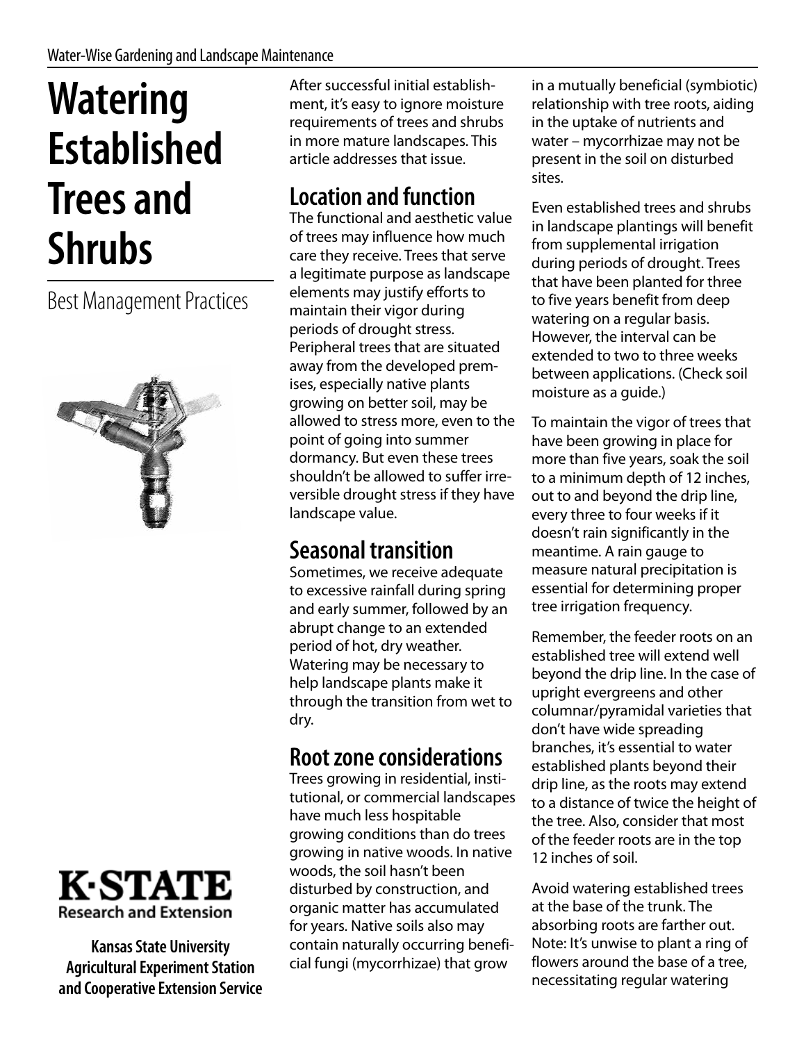# Watering Established Trees and Shrubs

Best Management Practices

**K·STATE**
**Research and Extension**

**Kansas State University Agricultural Experiment Station and Cooperative Extension Service**

After successful initial establishment, it's easy to ignore moisture requirements of trees and shrubs in more mature landscapes. This article addresses that issue.

## Location and function

The functional and aesthetic value of trees may influence how much care they receive. Trees that serve a legitimate purpose as landscape elements may justify efforts to maintain their vigor during periods of drought stress. Peripheral trees that are situated away from the developed premises, especially native plants growing on better soil, may be allowed to stress more, even to the point of going into summer dormancy. But even these trees shouldn't be allowed to suffer irreversible drought stress if they have landscape value.

## Seasonal transition

Sometimes, we receive adequate to excessive rainfall during spring and early summer, followed by an abrupt change to an extended period of hot, dry weather. Watering may be necessary to help landscape plants make it through the transition from wet to dry.

## Root zone considerations

Trees growing in residential, institutional, or commercial landscapes have much less hospitable growing conditions than do trees growing in native woods. In native woods, the soil hasn't been disturbed by construction, and organic matter has accumulated for years. Native soils also may contain naturally occurring beneficial fungi (mycorrhizae) that grow in a mutually beneficial (symbiotic) relationship with tree roots, aiding in the uptake of nutrients and water – mycorrhizae may not be present in the soil on disturbed sites.

Even established trees and shrubs in landscape plantings will benefit from supplemental irrigation during periods of drought. Trees that have been planted for three to five years benefit from deep watering on a regular basis. However, the interval can be extended to two to three weeks between applications. (Check soil moisture as a guide.)

To maintain the vigor of trees that have been growing in place for more than five years, soak the soil to a minimum depth of 12 inches, out to and beyond the drip line, every three to four weeks if it doesn't rain significantly in the meantime. A rain gauge to measure natural precipitation is essential for determining proper tree irrigation frequency.

Remember, the feeder roots on an established tree will extend well beyond the drip line. In the case of upright evergreens and other columnar/pyramidal varieties that don't have wide spreading branches, it's essential to water established plants beyond their drip line, as the roots may extend to a distance of twice the height of the tree. Also, consider that most of the feeder roots are in the top 12 inches of soil.

Avoid watering established trees at the base of the trunk. The absorbing roots are farther out. Note: It's unwise to plant a ring of flowers around the base of a tree, necessitating regular watering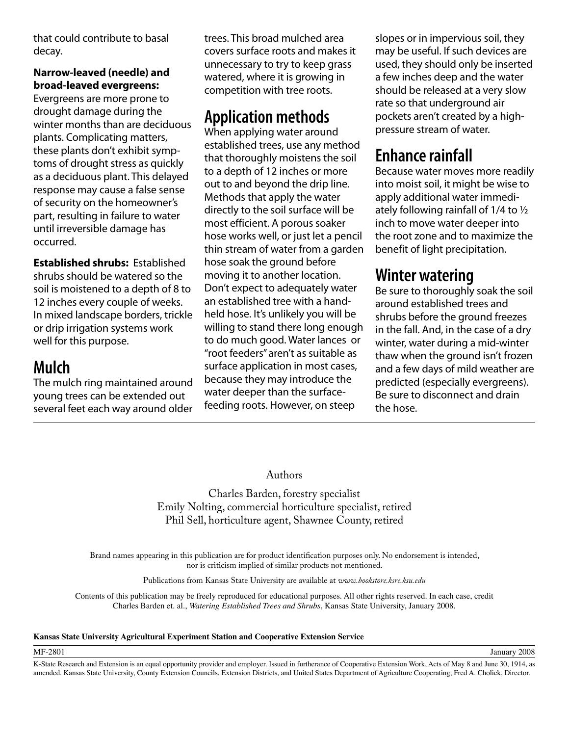that could contribute to basal decay.

**Narrow-leaved (needle) and broad-leaved evergreens:** Evergreens are more prone to drought damage during the winter months than are deciduous plants. Complicating matters, these plants don't exhibit symptoms of drought stress as quickly as a deciduous plant. This delayed response may cause a false sense of security on the homeowner's part, resulting in failure to water until irreversible damage has occurred.

**Established shrubs:** Established shrubs should be watered so the soil is moistened to a depth of 8 to 12 inches every couple of weeks. In mixed landscape borders, trickle or drip irrigation systems work well for this purpose.

## Mulch

The mulch ring maintained around young trees can be extended out several feet each way around older trees. This broad mulched area covers surface roots and makes it unnecessary to try to keep grass watered, where it is growing in competition with tree roots.

## Application methods

When applying water around established trees, use any method that thoroughly moistens the soil to a depth of 12 inches or more out to and beyond the drip line. Methods that apply the water directly to the soil surface will be most efficient. A porous soaker hose works well, or just let a pencil thin stream of water from a garden hose soak the ground before moving it to another location. Don't expect to adequately water an established tree with a hand-held hose. It's unlikely you will be willing to stand there long enough to do much good. Water lances or "root feeders" aren't as suitable as surface application in most cases, because they may introduce the water deeper than the surface-feeding roots. However, on steep slopes or in impervious soil, they may be useful. If such devices are used, they should only be inserted a few inches deep and the water should be released at a very slow rate so that underground air pockets aren't created by a high-pressure stream of water.

## Enhance rainfall

Because water moves more readily into moist soil, it might be wise to apply additional water immediately following rainfall of 1/4 to ½ inch to move water deeper into the root zone and to maximize the benefit of light precipitation.

## Winter watering

Be sure to thoroughly soak the soil around established trees and shrubs before the ground freezes in the fall. And, in the case of a dry winter, water during a mid-winter thaw when the ground isn't frozen and a few days of mild weather are predicted (especially evergreens). Be sure to disconnect and drain the hose.

---

Authors

Charles Barden, forestry specialist
Emily Nolting, commercial horticulture specialist, retired
Phil Sell, horticulture agent, Shawnee County, retired

Brand names appearing in this publication are for product identification purposes only. No endorsement is intended, nor is criticism implied of similar products not mentioned.

Publications from Kansas State University are available at *www.bookstore.ksre.ksu.edu*

Contents of this publication may be freely reproduced for educational purposes. All other rights reserved. In each case, credit Charles Barden et. al., *Watering Established Trees and Shrubs*, Kansas State University, January 2008.

**Kansas State University Agricultural Experiment Station and Cooperative Extension Service**

MF-2801 January 2008

K-State Research and Extension is an equal opportunity provider and employer. Issued in furtherance of Cooperative Extension Work, Acts of May 8 and June 30, 1914, as amended. Kansas State University, County Extension Councils, Extension Districts, and United States Department of Agriculture Cooperating, Fred A. Cholick, Director.